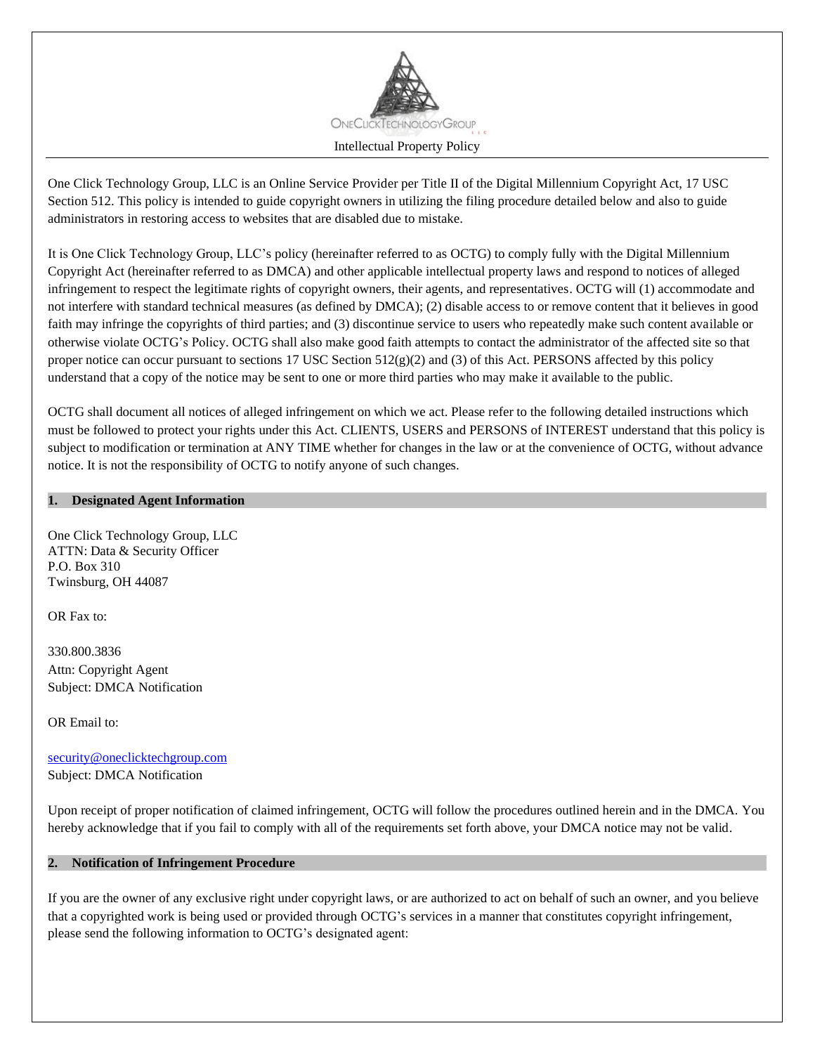ONECLICKTECHNOLOGYGROUP

Intellectual Property Policy

One Click Technology Group, LLC is an Online Service Provider per Title II of the Digital Millennium Copyright Act, 17 USC Section 512. This policy is intended to guide copyright owners in utilizing the filing procedure detailed below and also to guide administrators in restoring access to websites that are disabled due to mistake.

It is One Click Technology Group, LLC's policy (hereinafter referred to as OCTG) to comply fully with the Digital Millennium Copyright Act (hereinafter referred to as DMCA) and other applicable intellectual property laws and respond to notices of alleged infringement to respect the legitimate rights of copyright owners, their agents, and representatives. OCTG will (1) accommodate and not interfere with standard technical measures (as defined by DMCA); (2) disable access to or remove content that it believes in good faith may infringe the copyrights of third parties; and (3) discontinue service to users who repeatedly make such content available or otherwise violate OCTG's Policy. OCTG shall also make good faith attempts to contact the administrator of the affected site so that proper notice can occur pursuant to sections 17 USC Section 512(g)(2) and (3) of this Act. PERSONS affected by this policy understand that a copy of the notice may be sent to one or more third parties who may make it available to the public.

OCTG shall document all notices of alleged infringement on which we act. Please refer to the following detailed instructions which must be followed to protect your rights under this Act. CLIENTS, USERS and PERSONS of INTEREST understand that this policy is subject to modification or termination at ANY TIME whether for changes in the law or at the convenience of OCTG, without advance notice. It is not the responsibility of OCTG to notify anyone of such changes.

## 1. Designated Agent Information

One Click Technology Group, LLC
ATTN: Data & Security Officer
P.O. Box 310
Twinsburg, OH 44087

OR Fax to:

330.800.3836
Attn: Copyright Agent
Subject: DMCA Notification

OR Email to:

security@oneclicktechgroup.com
Subject: DMCA Notification

Upon receipt of proper notification of claimed infringement, OCTG will follow the procedures outlined herein and in the DMCA. You hereby acknowledge that if you fail to comply with all of the requirements set forth above, your DMCA notice may not be valid.

## 2. Notification of Infringement Procedure

If you are the owner of any exclusive right under copyright laws, or are authorized to act on behalf of such an owner, and you believe that a copyrighted work is being used or provided through OCTG's services in a manner that constitutes copyright infringement, please send the following information to OCTG's designated agent: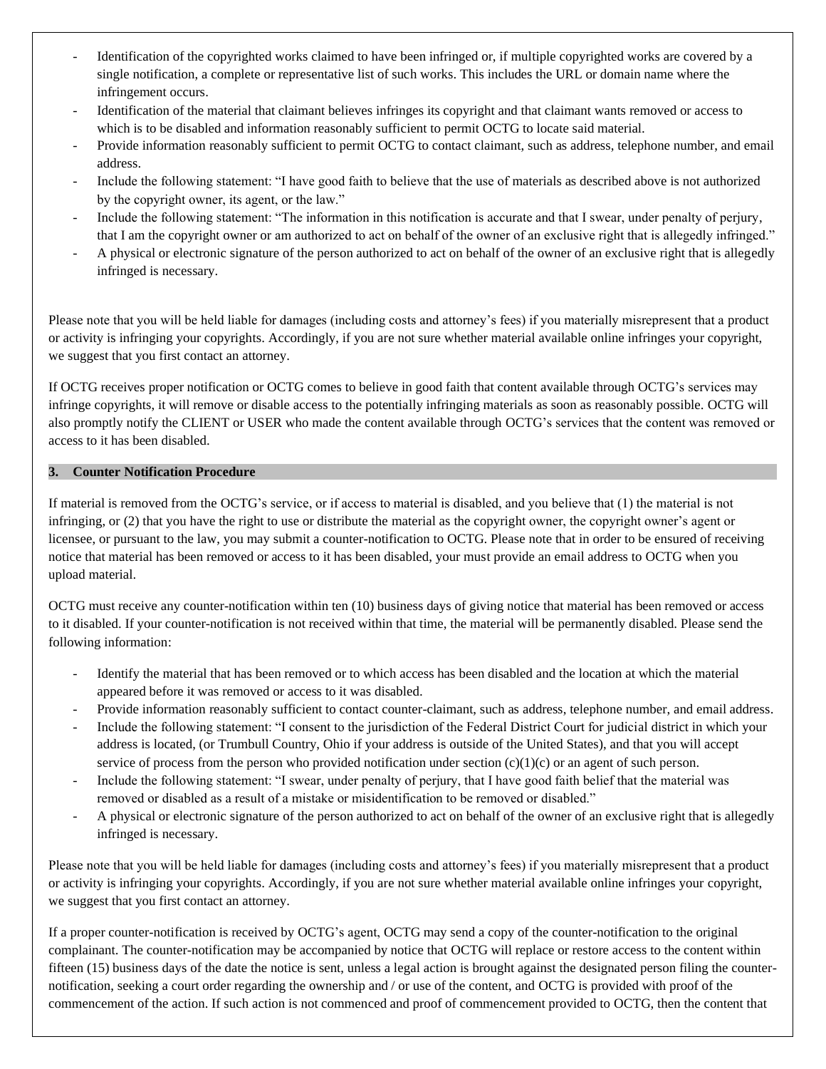- Identification of the copyrighted works claimed to have been infringed or, if multiple copyrighted works are covered by a single notification, a complete or representative list of such works. This includes the URL or domain name where the infringement occurs.
- Identification of the material that claimant believes infringes its copyright and that claimant wants removed or access to which is to be disabled and information reasonably sufficient to permit OCTG to locate said material.
- Provide information reasonably sufficient to permit OCTG to contact claimant, such as address, telephone number, and email address.
- Include the following statement: "I have good faith to believe that the use of materials as described above is not authorized by the copyright owner, its agent, or the law."
- Include the following statement: "The information in this notification is accurate and that I swear, under penalty of perjury, that I am the copyright owner or am authorized to act on behalf of the owner of an exclusive right that is allegedly infringed."
- A physical or electronic signature of the person authorized to act on behalf of the owner of an exclusive right that is allegedly infringed is necessary.

Please note that you will be held liable for damages (including costs and attorney's fees) if you materially misrepresent that a product or activity is infringing your copyrights. Accordingly, if you are not sure whether material available online infringes your copyright, we suggest that you first contact an attorney.

If OCTG receives proper notification or OCTG comes to believe in good faith that content available through OCTG's services may infringe copyrights, it will remove or disable access to the potentially infringing materials as soon as reasonably possible. OCTG will also promptly notify the CLIENT or USER who made the content available through OCTG's services that the content was removed or access to it has been disabled.

## 3. Counter Notification Procedure

If material is removed from the OCTG's service, or if access to material is disabled, and you believe that (1) the material is not infringing, or (2) that you have the right to use or distribute the material as the copyright owner, the copyright owner's agent or licensee, or pursuant to the law, you may submit a counter-notification to OCTG. Please note that in order to be ensured of receiving notice that material has been removed or access to it has been disabled, your must provide an email address to OCTG when you upload material.

OCTG must receive any counter-notification within ten (10) business days of giving notice that material has been removed or access to it disabled. If your counter-notification is not received within that time, the material will be permanently disabled. Please send the following information:

- Identify the material that has been removed or to which access has been disabled and the location at which the material appeared before it was removed or access to it was disabled.
- Provide information reasonably sufficient to contact counter-claimant, such as address, telephone number, and email address.
- Include the following statement: "I consent to the jurisdiction of the Federal District Court for judicial district in which your address is located, (or Trumbull Country, Ohio if your address is outside of the United States), and that you will accept service of process from the person who provided notification under section (c)(1)(c) or an agent of such person.
- Include the following statement: "I swear, under penalty of perjury, that I have good faith belief that the material was removed or disabled as a result of a mistake or misidentification to be removed or disabled."
- A physical or electronic signature of the person authorized to act on behalf of the owner of an exclusive right that is allegedly infringed is necessary.

Please note that you will be held liable for damages (including costs and attorney's fees) if you materially misrepresent that a product or activity is infringing your copyrights. Accordingly, if you are not sure whether material available online infringes your copyright, we suggest that you first contact an attorney.

If a proper counter-notification is received by OCTG's agent, OCTG may send a copy of the counter-notification to the original complainant. The counter-notification may be accompanied by notice that OCTG will replace or restore access to the content within fifteen (15) business days of the date the notice is sent, unless a legal action is brought against the designated person filing the counter-notification, seeking a court order regarding the ownership and / or use of the content, and OCTG is provided with proof of the commencement of the action. If such action is not commenced and proof of commencement provided to OCTG, then the content that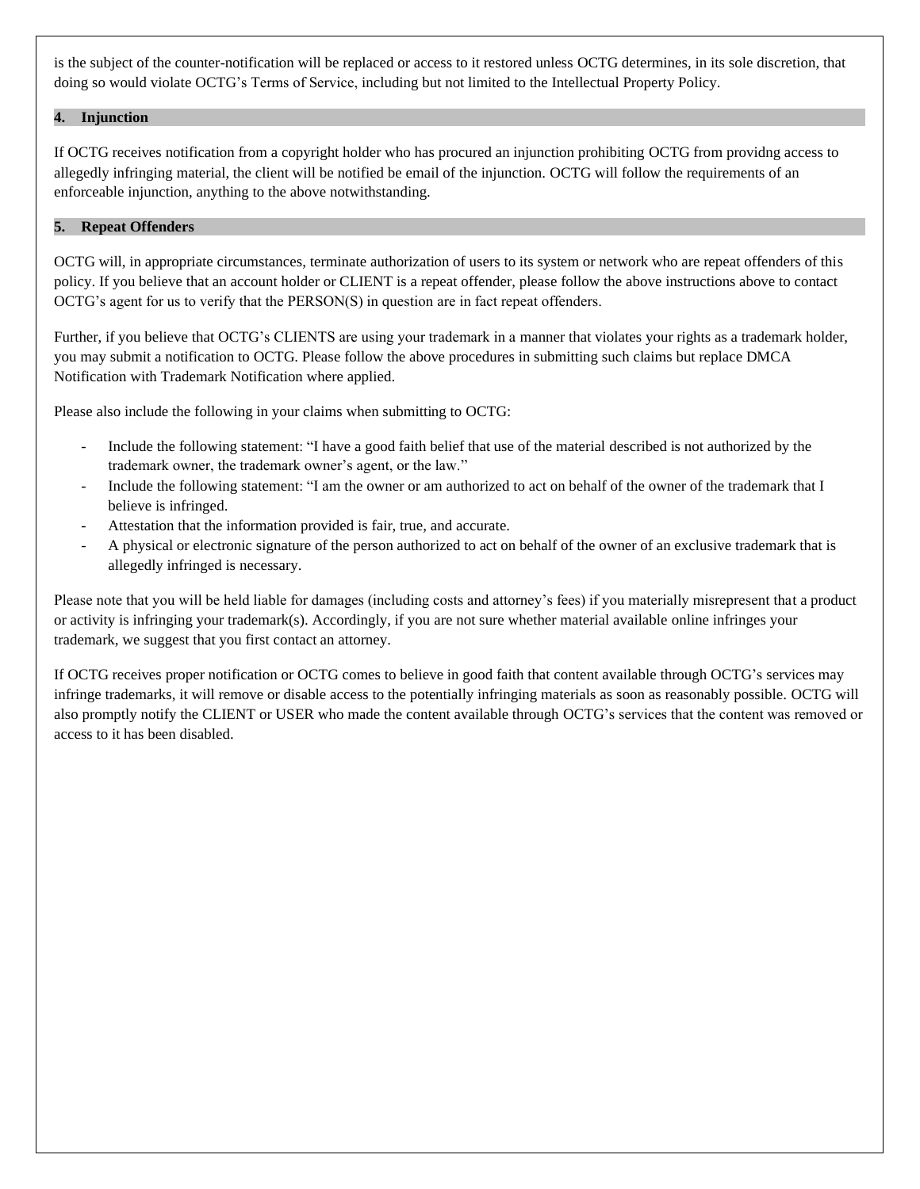is the subject of the counter-notification will be replaced or access to it restored unless OCTG determines, in its sole discretion, that doing so would violate OCTG's Terms of Service, including but not limited to the Intellectual Property Policy.

## 4. Injunction

If OCTG receives notification from a copyright holder who has procured an injunction prohibiting OCTG from providng access to allegedly infringing material, the client will be notified be email of the injunction. OCTG will follow the requirements of an enforceable injunction, anything to the above notwithstanding.

## 5. Repeat Offenders

OCTG will, in appropriate circumstances, terminate authorization of users to its system or network who are repeat offenders of this policy. If you believe that an account holder or CLIENT is a repeat offender, please follow the above instructions above to contact OCTG's agent for us to verify that the PERSON(S) in question are in fact repeat offenders.

Further, if you believe that OCTG's CLIENTS are using your trademark in a manner that violates your rights as a trademark holder, you may submit a notification to OCTG. Please follow the above procedures in submitting such claims but replace DMCA Notification with Trademark Notification where applied.

Please also include the following in your claims when submitting to OCTG:

- Include the following statement: "I have a good faith belief that use of the material described is not authorized by the trademark owner, the trademark owner's agent, or the law."
- Include the following statement: "I am the owner or am authorized to act on behalf of the owner of the trademark that I believe is infringed.
- Attestation that the information provided is fair, true, and accurate.
- A physical or electronic signature of the person authorized to act on behalf of the owner of an exclusive trademark that is allegedly infringed is necessary.

Please note that you will be held liable for damages (including costs and attorney's fees) if you materially misrepresent that a product or activity is infringing your trademark(s). Accordingly, if you are not sure whether material available online infringes your trademark, we suggest that you first contact an attorney.

If OCTG receives proper notification or OCTG comes to believe in good faith that content available through OCTG's services may infringe trademarks, it will remove or disable access to the potentially infringing materials as soon as reasonably possible. OCTG will also promptly notify the CLIENT or USER who made the content available through OCTG's services that the content was removed or access to it has been disabled.